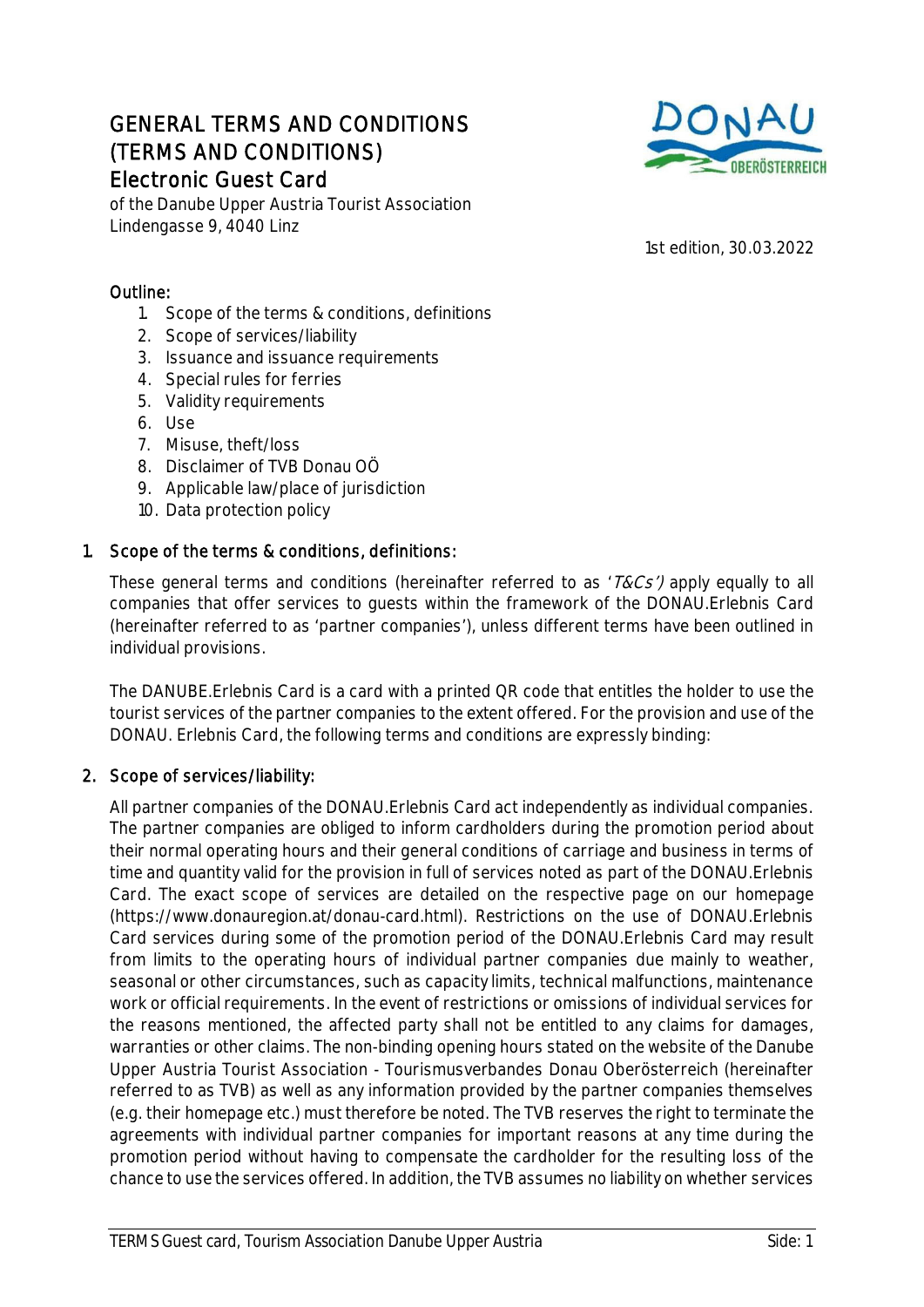# GENERAL TERMS AND CONDITIONS (TERMS AND CONDITIONS)
## Electronic Guest Card

of the Danube Upper Austria Tourist Association
Lindengasse 9, 4040 Linz

1st edition, 30.03.2022

### Outline:

1. Scope of the terms & conditions, definitions
2. Scope of services/liability
3. Issuance and issuance requirements
4. Special rules for ferries
5. Validity requirements
6. Use
7. Misuse, theft/loss
8. Disclaimer of TVB Donau OÖ
9. Applicable law/place of jurisdiction
10. Data protection policy

### 1. Scope of the terms & conditions, definitions:

These general terms and conditions (hereinafter referred to as *'T&Cs')* apply equally to all companies that offer services to guests within the framework of the DONAU.Erlebnis Card (hereinafter referred to as 'partner companies'), unless different terms have been outlined in individual provisions.

The DANUBE.Erlebnis Card is a card with a printed QR code that entitles the holder to use the tourist services of the partner companies to the extent offered. For the provision and use of the DONAU. Erlebnis Card, the following terms and conditions are expressly binding:

### 2. Scope of services/liability:

All partner companies of the DONAU.Erlebnis Card act independently as individual companies. The partner companies are obliged to inform cardholders during the promotion period about their normal operating hours and their general conditions of carriage and business in terms of time and quantity valid for the provision in full of services noted as part of the DONAU.Erlebnis Card. The exact scope of services are detailed on the respective page on our homepage (https://www.donauregion.at/donau-card.html). Restrictions on the use of DONAU.Erlebnis Card services during some of the promotion period of the DONAU.Erlebnis Card may result from limits to the operating hours of individual partner companies due mainly to weather, seasonal or other circumstances, such as capacity limits, technical malfunctions, maintenance work or official requirements. In the event of restrictions or omissions of individual services for the reasons mentioned, the affected party shall not be entitled to any claims for damages, warranties or other claims. The non-binding opening hours stated on the website of the Danube Upper Austria Tourist Association - Tourismusverbandes Donau Oberösterreich (hereinafter referred to as TVB) as well as any information provided by the partner companies themselves (e.g. their homepage etc.) must therefore be noted. The TVB reserves the right to terminate the agreements with individual partner companies for important reasons at any time during the promotion period without having to compensate the cardholder for the resulting loss of the chance to use the services offered. In addition, the TVB assumes no liability on whether services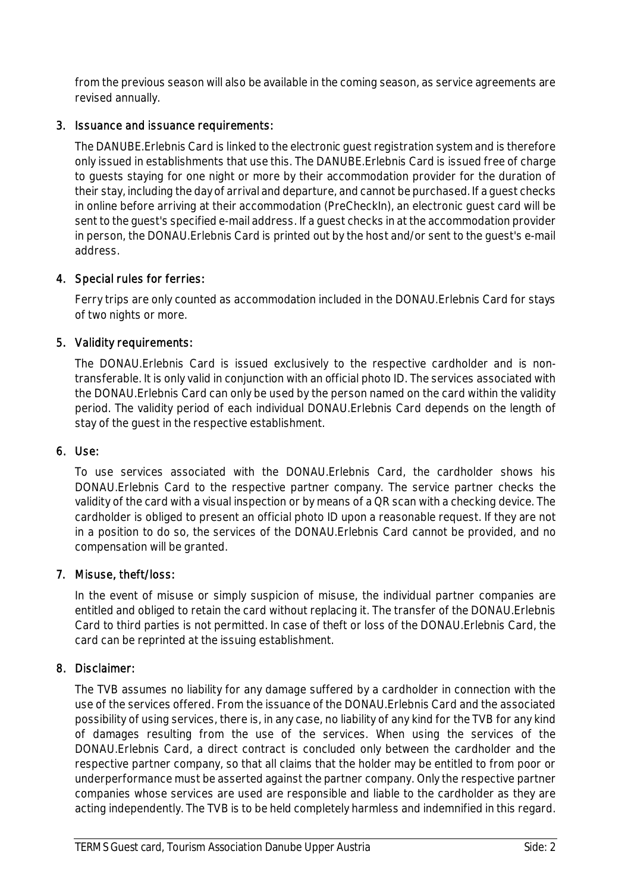from the previous season will also be available in the coming season, as service agreements are revised annually.

3. **Issuance and issuance requirements:**

   The DANUBE.Erlebnis Card is linked to the electronic guest registration system and is therefore only issued in establishments that use this. The DANUBE.Erlebnis Card is issued free of charge to guests staying for one night or more by their accommodation provider for the duration of their stay, including the day of arrival and departure, and cannot be purchased. If a guest checks in online before arriving at their accommodation (PreCheckIn), an electronic guest card will be sent to the guest's specified e-mail address. If a guest checks in at the accommodation provider in person, the DONAU.Erlebnis Card is printed out by the host and/or sent to the guest's e-mail address.

4. **Special rules for ferries:**

   Ferry trips are only counted as accommodation included in the DONAU.Erlebnis Card for stays of two nights or more.

5. **Validity requirements:**

   The DONAU.Erlebnis Card is issued exclusively to the respective cardholder and is non-transferable. It is only valid in conjunction with an official photo ID. The services associated with the DONAU.Erlebnis Card can only be used by the person named on the card within the validity period. The validity period of each individual DONAU.Erlebnis Card depends on the length of stay of the guest in the respective establishment.

6. **Use:**

   To use services associated with the DONAU.Erlebnis Card, the cardholder shows his DONAU.Erlebnis Card to the respective partner company. The service partner checks the validity of the card with a visual inspection or by means of a QR scan with a checking device. The cardholder is obliged to present an official photo ID upon a reasonable request. If they are not in a position to do so, the services of the DONAU.Erlebnis Card cannot be provided, and no compensation will be granted.

7. **Misuse, theft/loss:**

   In the event of misuse or simply suspicion of misuse, the individual partner companies are entitled and obliged to retain the card without replacing it. The transfer of the DONAU.Erlebnis Card to third parties is not permitted. In case of theft or loss of the DONAU.Erlebnis Card, the card can be reprinted at the issuing establishment.

8. **Disclaimer:**

   The TVB assumes no liability for any damage suffered by a cardholder in connection with the use of the services offered. From the issuance of the DONAU.Erlebnis Card and the associated possibility of using services, there is, in any case, no liability of any kind for the TVB for any kind of damages resulting from the use of the services. When using the services of the DONAU.Erlebnis Card, a direct contract is concluded only between the cardholder and the respective partner company, so that all claims that the holder may be entitled to from poor or underperformance must be asserted against the partner company. Only the respective partner companies whose services are used are responsible and liable to the cardholder as they are acting independently. The TVB is to be held completely harmless and indemnified in this regard.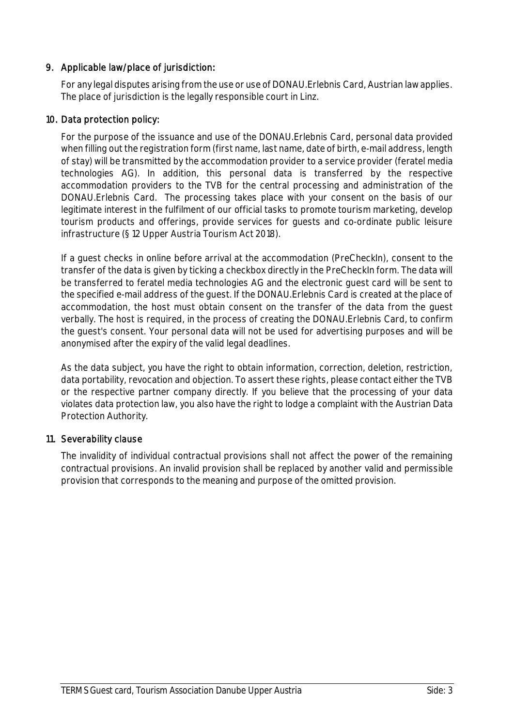## 9. Applicable law/place of jurisdiction:

For any legal disputes arising from the use or use of DONAU.Erlebnis Card, Austrian law applies. The place of jurisdiction is the legally responsible court in Linz.

## 10. Data protection policy:

For the purpose of the issuance and use of the DONAU.Erlebnis Card, personal data provided when filling out the registration form (first name, last name, date of birth, e-mail address, length of stay) will be transmitted by the accommodation provider to a service provider (feratel media technologies AG). In addition, this personal data is transferred by the respective accommodation providers to the TVB for the central processing and administration of the DONAU.Erlebnis Card. The processing takes place with your consent on the basis of our legitimate interest in the fulfilment of our official tasks to promote tourism marketing, develop tourism products and offerings, provide services for guests and co-ordinate public leisure infrastructure (§ 12 Upper Austria Tourism Act 2018).

If a guest checks in online before arrival at the accommodation (PreCheckIn), consent to the transfer of the data is given by ticking a checkbox directly in the PreCheckIn form. The data will be transferred to feratel media technologies AG and the electronic guest card will be sent to the specified e-mail address of the guest. If the DONAU.Erlebnis Card is created at the place of accommodation, the host must obtain consent on the transfer of the data from the guest verbally. The host is required, in the process of creating the DONAU.Erlebnis Card, to confirm the guest's consent. Your personal data will not be used for advertising purposes and will be anonymised after the expiry of the valid legal deadlines.

As the data subject, you have the right to obtain information, correction, deletion, restriction, data portability, revocation and objection. To assert these rights, please contact either the TVB or the respective partner company directly. If you believe that the processing of your data violates data protection law, you also have the right to lodge a complaint with the Austrian Data Protection Authority.

## 11. Severability clause

The invalidity of individual contractual provisions shall not affect the power of the remaining contractual provisions. An invalid provision shall be replaced by another valid and permissible provision that corresponds to the meaning and purpose of the omitted provision.